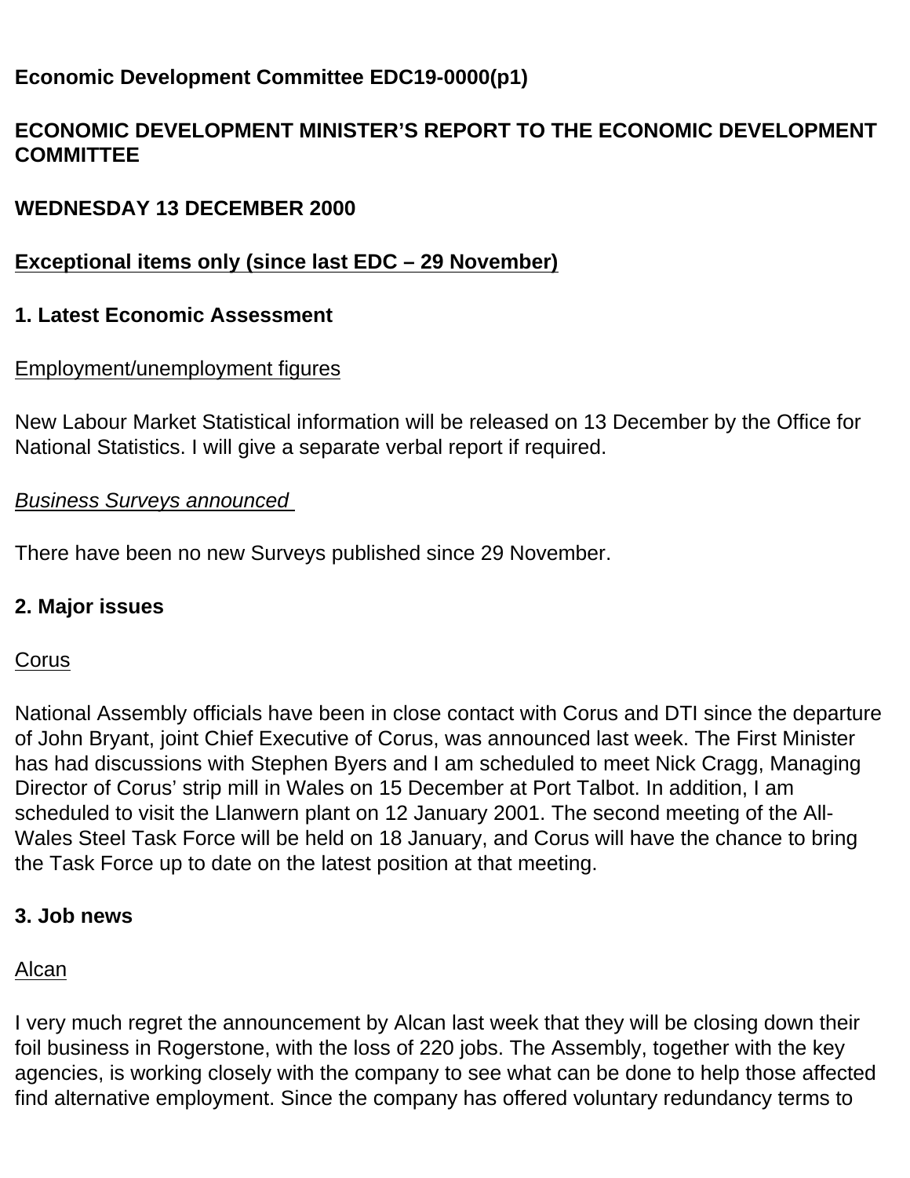**Economic Development Committee EDC19-0000(p1)**

**ECONOMIC DEVELOPMENT MINISTER'S REPORT TO THE ECONOMIC DEVELOPMENT COMMITTEE**

**WEDNESDAY 13 DECEMBER 2000**

**Exceptional items only (since last EDC – 29 November)**

## 1. Latest Economic Assessment

Employment/unemployment figures

New Labour Market Statistical information will be released on 13 December by the Office for National Statistics. I will give a separate verbal report if required.

*Business Surveys announced*

There have been no new Surveys published since 29 November.

## 2. Major issues

Corus

National Assembly officials have been in close contact with Corus and DTI since the departure of John Bryant, joint Chief Executive of Corus, was announced last week. The First Minister has had discussions with Stephen Byers and I am scheduled to meet Nick Cragg, Managing Director of Corus' strip mill in Wales on 15 December at Port Talbot. In addition, I am scheduled to visit the Llanwern plant on 12 January 2001. The second meeting of the All-Wales Steel Task Force will be held on 18 January, and Corus will have the chance to bring the Task Force up to date on the latest position at that meeting.

## 3. Job news

Alcan

I very much regret the announcement by Alcan last week that they will be closing down their foil business in Rogerstone, with the loss of 220 jobs. The Assembly, together with the key agencies, is working closely with the company to see what can be done to help those affected find alternative employment. Since the company has offered voluntary redundancy terms to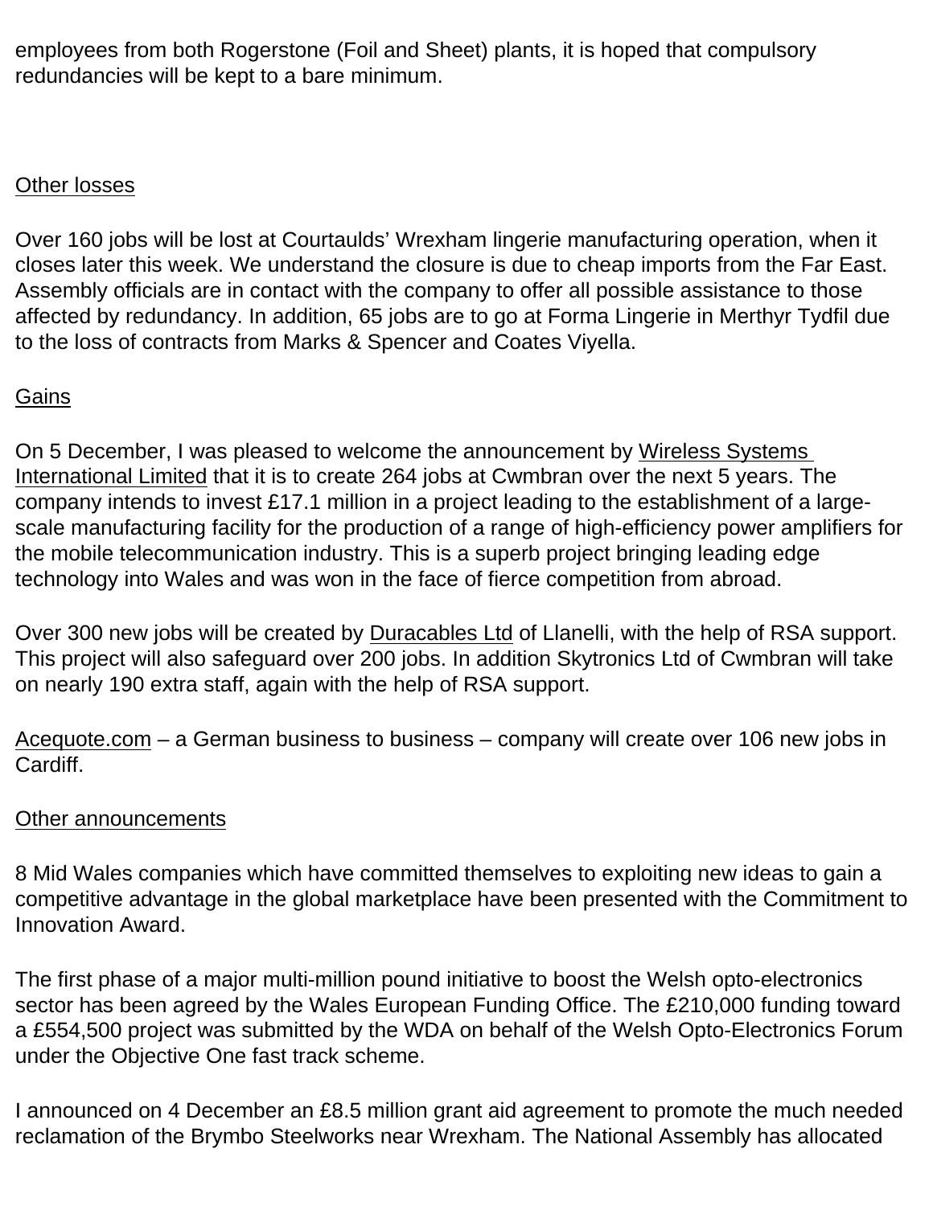employees from both Rogerstone (Foil and Sheet) plants, it is hoped that compulsory redundancies will be kept to a bare minimum.

<u>Other losses</u>

Over 160 jobs will be lost at Courtaulds' Wrexham lingerie manufacturing operation, when it closes later this week. We understand the closure is due to cheap imports from the Far East. Assembly officials are in contact with the company to offer all possible assistance to those affected by redundancy. In addition, 65 jobs are to go at Forma Lingerie in Merthyr Tydfil due to the loss of contracts from Marks & Spencer and Coates Viyella.

<u>Gains</u>

On 5 December, I was pleased to welcome the announcement by <u>Wireless Systems International Limited</u> that it is to create 264 jobs at Cwmbran over the next 5 years. The company intends to invest £17.1 million in a project leading to the establishment of a large-scale manufacturing facility for the production of a range of high-efficiency power amplifiers for the mobile telecommunication industry. This is a superb project bringing leading edge technology into Wales and was won in the face of fierce competition from abroad.

Over 300 new jobs will be created by <u>Duracables Ltd</u> of Llanelli, with the help of RSA support. This project will also safeguard over 200 jobs. In addition Skytronics Ltd of Cwmbran will take on nearly 190 extra staff, again with the help of RSA support.

<u>Acequote.com</u> – a German business to business – company will create over 106 new jobs in Cardiff.

<u>Other announcements</u>

8 Mid Wales companies which have committed themselves to exploiting new ideas to gain a competitive advantage in the global marketplace have been presented with the Commitment to Innovation Award.

The first phase of a major multi-million pound initiative to boost the Welsh opto-electronics sector has been agreed by the Wales European Funding Office. The £210,000 funding toward a £554,500 project was submitted by the WDA on behalf of the Welsh Opto-Electronics Forum under the Objective One fast track scheme.

I announced on 4 December an £8.5 million grant aid agreement to promote the much needed reclamation of the Brymbo Steelworks near Wrexham. The National Assembly has allocated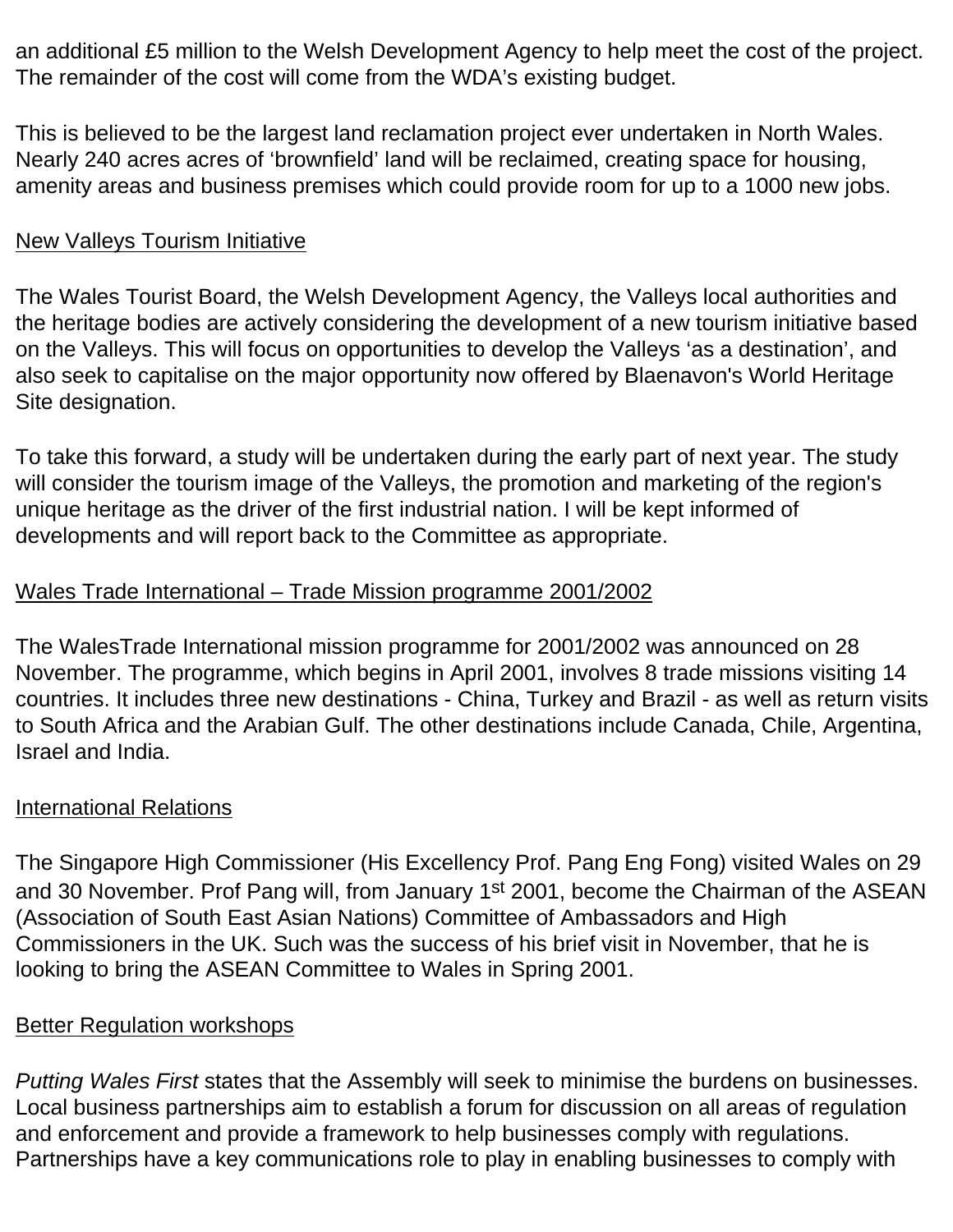an additional £5 million to the Welsh Development Agency to help meet the cost of the project. The remainder of the cost will come from the WDA's existing budget.

This is believed to be the largest land reclamation project ever undertaken in North Wales. Nearly 240 acres acres of 'brownfield' land will be reclaimed, creating space for housing, amenity areas and business premises which could provide room for up to a 1000 new jobs.

<u>New Valleys Tourism Initiative</u>

The Wales Tourist Board, the Welsh Development Agency, the Valleys local authorities and the heritage bodies are actively considering the development of a new tourism initiative based on the Valleys. This will focus on opportunities to develop the Valleys 'as a destination', and also seek to capitalise on the major opportunity now offered by Blaenavon's World Heritage Site designation.

To take this forward, a study will be undertaken during the early part of next year. The study will consider the tourism image of the Valleys, the promotion and marketing of the region's unique heritage as the driver of the first industrial nation. I will be kept informed of developments and will report back to the Committee as appropriate.

<u>Wales Trade International – Trade Mission programme 2001/2002</u>

The WalesTrade International mission programme for 2001/2002 was announced on 28 November. The programme, which begins in April 2001, involves 8 trade missions visiting 14 countries. It includes three new destinations - China, Turkey and Brazil - as well as return visits to South Africa and the Arabian Gulf. The other destinations include Canada, Chile, Argentina, Israel and India.

<u>International Relations</u>

The Singapore High Commissioner (His Excellency Prof. Pang Eng Fong) visited Wales on 29 and 30 November. Prof Pang will, from January 1st 2001, become the Chairman of the ASEAN (Association of South East Asian Nations) Committee of Ambassadors and High Commissioners in the UK. Such was the success of his brief visit in November, that he is looking to bring the ASEAN Committee to Wales in Spring 2001.

<u>Better Regulation workshops</u>

*Putting Wales First* states that the Assembly will seek to minimise the burdens on businesses. Local business partnerships aim to establish a forum for discussion on all areas of regulation and enforcement and provide a framework to help businesses comply with regulations. Partnerships have a key communications role to play in enabling businesses to comply with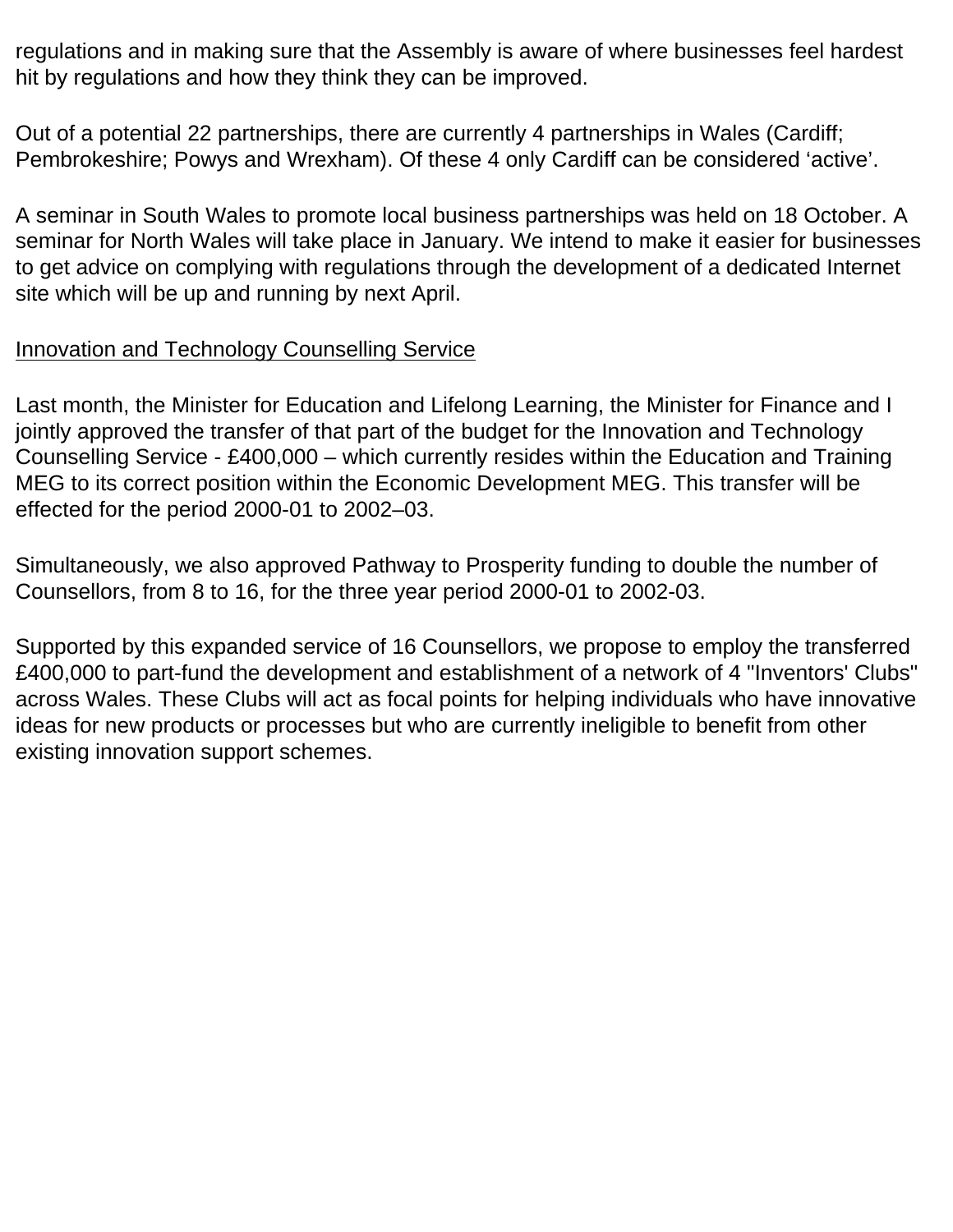regulations and in making sure that the Assembly is aware of where businesses feel hardest hit by regulations and how they think they can be improved.

Out of a potential 22 partnerships, there are currently 4 partnerships in Wales (Cardiff; Pembrokeshire; Powys and Wrexham). Of these 4 only Cardiff can be considered ‘active’.

A seminar in South Wales to promote local business partnerships was held on 18 October. A seminar for North Wales will take place in January. We intend to make it easier for businesses to get advice on complying with regulations through the development of a dedicated Internet site which will be up and running by next April.

<u>Innovation and Technology Counselling Service</u>

Last month, the Minister for Education and Lifelong Learning, the Minister for Finance and I jointly approved the transfer of that part of the budget for the Innovation and Technology Counselling Service - £400,000 – which currently resides within the Education and Training MEG to its correct position within the Economic Development MEG. This transfer will be effected for the period 2000-01 to 2002–03.

Simultaneously, we also approved Pathway to Prosperity funding to double the number of Counsellors, from 8 to 16, for the three year period 2000-01 to 2002-03.

Supported by this expanded service of 16 Counsellors, we propose to employ the transferred £400,000 to part-fund the development and establishment of a network of 4 "Inventors' Clubs" across Wales. These Clubs will act as focal points for helping individuals who have innovative ideas for new products or processes but who are currently ineligible to benefit from other existing innovation support schemes.